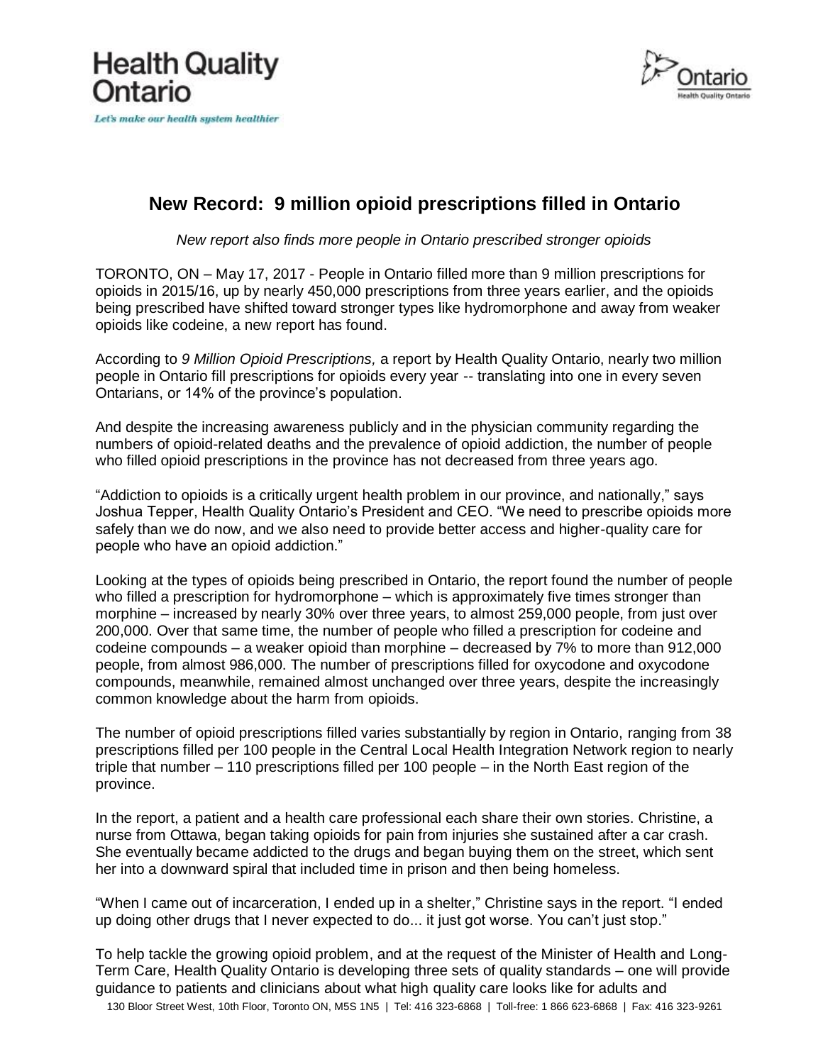Health Quality Ontario

*Let's make our health system healthier*

# New Record: 9 million opioid prescriptions filled in Ontario

*New report also finds more people in Ontario prescribed stronger opioids*

TORONTO, ON – May 17, 2017 - People in Ontario filled more than 9 million prescriptions for opioids in 2015/16, up by nearly 450,000 prescriptions from three years earlier, and the opioids being prescribed have shifted toward stronger types like hydromorphone and away from weaker opioids like codeine, a new report has found.

According to *9 Million Opioid Prescriptions,* a report by Health Quality Ontario, nearly two million people in Ontario fill prescriptions for opioids every year -- translating into one in every seven Ontarians, or 14% of the province's population.

And despite the increasing awareness publicly and in the physician community regarding the numbers of opioid-related deaths and the prevalence of opioid addiction, the number of people who filled opioid prescriptions in the province has not decreased from three years ago.

"Addiction to opioids is a critically urgent health problem in our province, and nationally," says Joshua Tepper, Health Quality Ontario's President and CEO. "We need to prescribe opioids more safely than we do now, and we also need to provide better access and higher-quality care for people who have an opioid addiction."

Looking at the types of opioids being prescribed in Ontario, the report found the number of people who filled a prescription for hydromorphone – which is approximately five times stronger than morphine – increased by nearly 30% over three years, to almost 259,000 people, from just over 200,000. Over that same time, the number of people who filled a prescription for codeine and codeine compounds – a weaker opioid than morphine – decreased by 7% to more than 912,000 people, from almost 986,000. The number of prescriptions filled for oxycodone and oxycodone compounds, meanwhile, remained almost unchanged over three years, despite the increasingly common knowledge about the harm from opioids.

The number of opioid prescriptions filled varies substantially by region in Ontario, ranging from 38 prescriptions filled per 100 people in the Central Local Health Integration Network region to nearly triple that number – 110 prescriptions filled per 100 people – in the North East region of the province.

In the report, a patient and a health care professional each share their own stories. Christine, a nurse from Ottawa, began taking opioids for pain from injuries she sustained after a car crash. She eventually became addicted to the drugs and began buying them on the street, which sent her into a downward spiral that included time in prison and then being homeless.

"When I came out of incarceration, I ended up in a shelter," Christine says in the report. "I ended up doing other drugs that I never expected to do... it just got worse. You can't just stop."

To help tackle the growing opioid problem, and at the request of the Minister of Health and Long-Term Care, Health Quality Ontario is developing three sets of quality standards – one will provide guidance to patients and clinicians about what high quality care looks like for adults and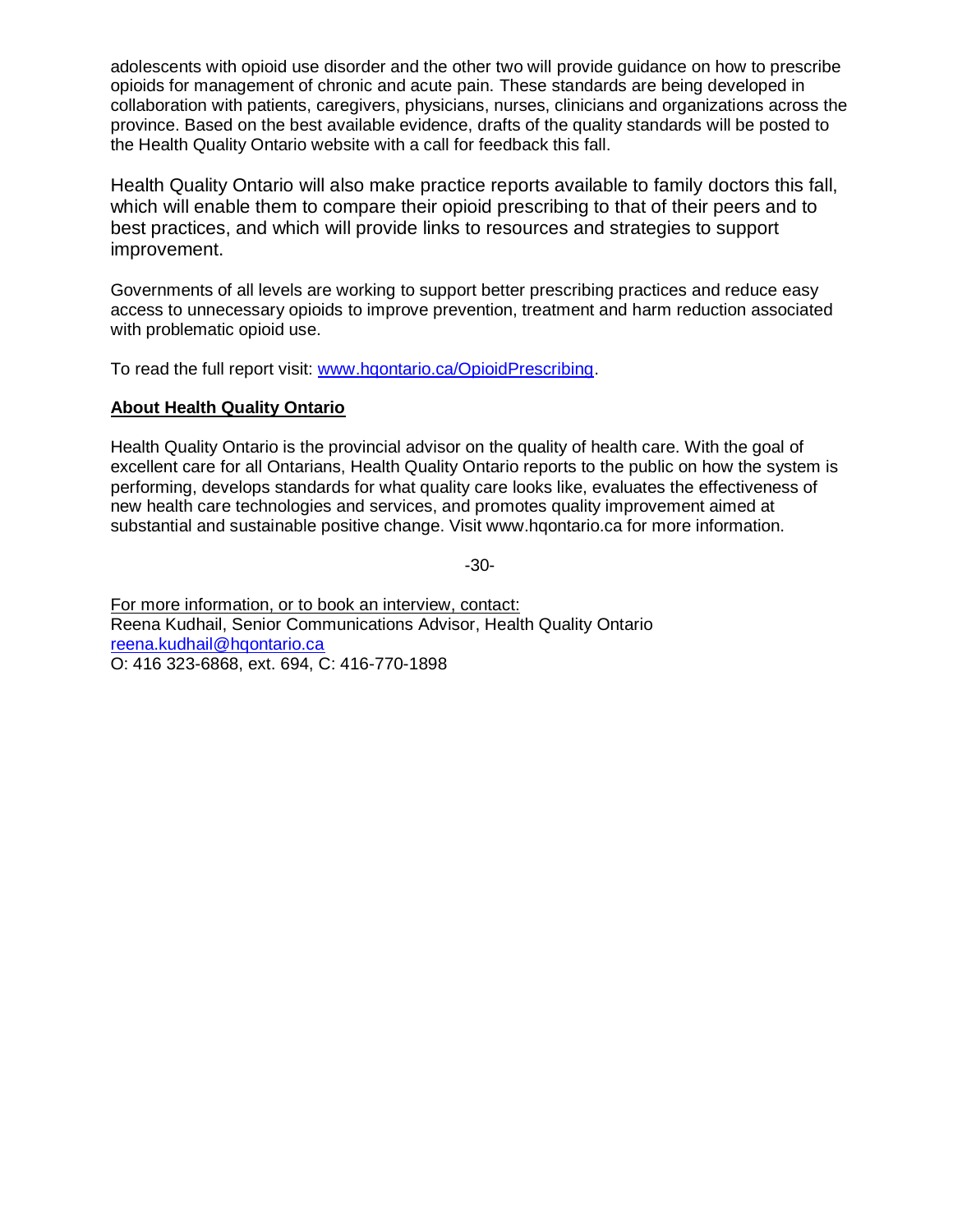adolescents with opioid use disorder and the other two will provide guidance on how to prescribe opioids for management of chronic and acute pain. These standards are being developed in collaboration with patients, caregivers, physicians, nurses, clinicians and organizations across the province. Based on the best available evidence, drafts of the quality standards will be posted to the Health Quality Ontario website with a call for feedback this fall.

Health Quality Ontario will also make practice reports available to family doctors this fall, which will enable them to compare their opioid prescribing to that of their peers and to best practices, and which will provide links to resources and strategies to support improvement.

Governments of all levels are working to support better prescribing practices and reduce easy access to unnecessary opioids to improve prevention, treatment and harm reduction associated with problematic opioid use.

To read the full report visit: [www.hqontario.ca/OpioidPrescribing](http://www.hqontario.ca/OpioidPrescribing).

**About Health Quality Ontario**

Health Quality Ontario is the provincial advisor on the quality of health care. With the goal of excellent care for all Ontarians, Health Quality Ontario reports to the public on how the system is performing, develops standards for what quality care looks like, evaluates the effectiveness of new health care technologies and services, and promotes quality improvement aimed at substantial and sustainable positive change. Visit www.hqontario.ca for more information.

-30-

For more information, or to book an interview, contact:
Reena Kudhail, Senior Communications Advisor, Health Quality Ontario
[reena.kudhail@hqontario.ca](mailto:reena.kudhail@hqontario.ca)
O: 416 323-6868, ext. 694, C: 416-770-1898